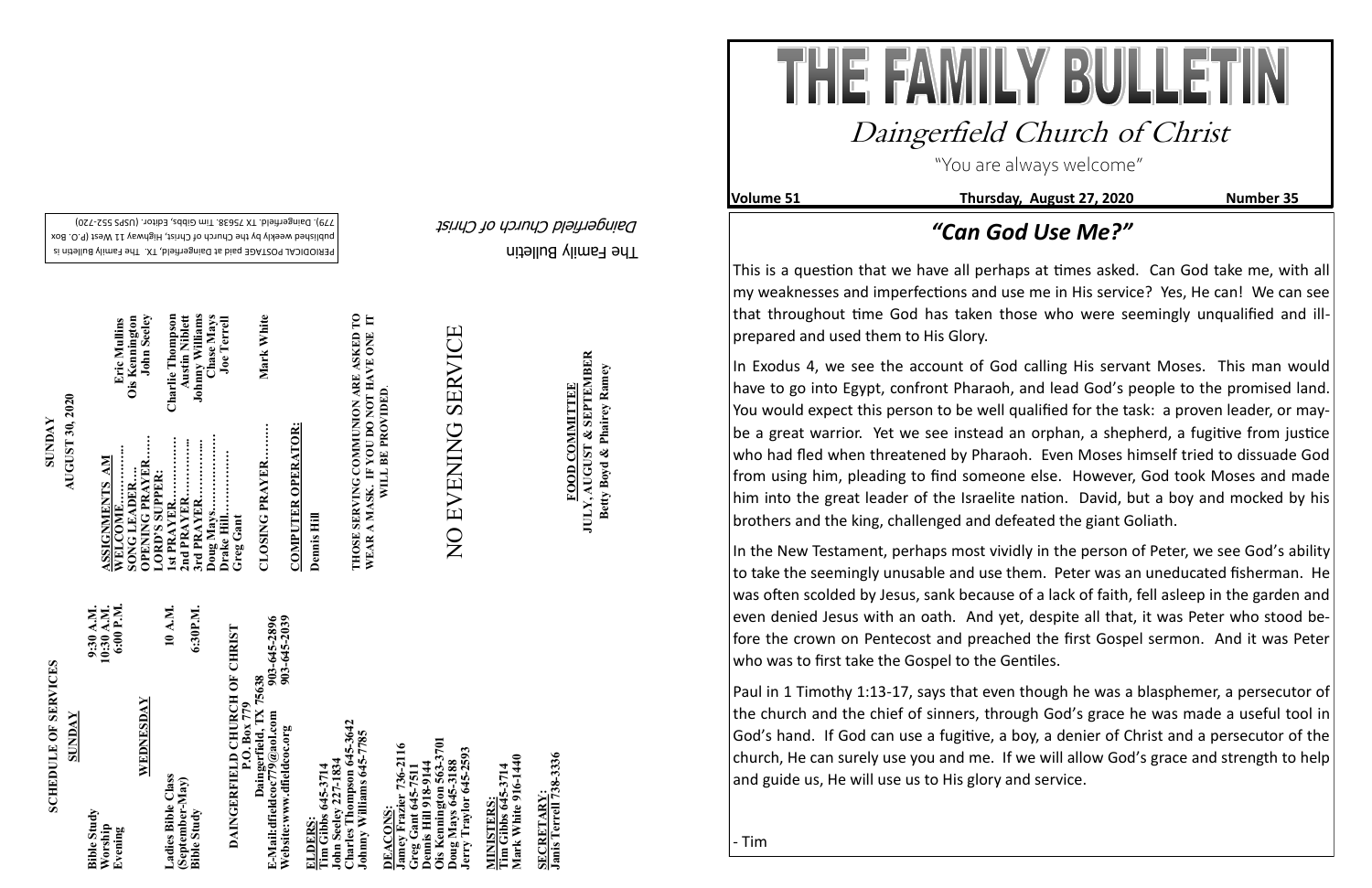## SCHEDULE OF SERVICES

**SUNDAY**

Bible Study 9:30 A.M.
Worship 10:30 A.M.
Evening 6:00 P.M.

**WEDNESDAY**

Ladies Bible Class (September-May) 10 A.M.
Bible Study 6:30P.M.

**DAINGERFIELD CHURCH OF CHRIST**
P.O. Box 779
Daingerfield, TX 75638
E-Mail:dfieldcoc779@aol.com 903-645-2896
Website:www.dfieldcoc.org 903-645-2039

**ELDERS:**
Tim Gibbs 645-3714
John Seeley 227-1834
Charles Thompson 645-3642
Johnny Williams 645-7785

**DEACONS:**
Jamey Frazier 736-2116
Greg Gant 645-7511
Dennis Hill 918-9144
Ois Kennington 563-3701
Doug Mays 645-3188
Jerry Traylor 645-2593

**MINISTERS:**
Tim Gibbs 645-3714
Mark White 916-1440

**SECRETARY:**
Janis Terrell 738-3336

## SUNDAY
### AUGUST 30, 2020

**ASSIGNMENTS AM**
WELCOME.............. Eric Mullins
SONG LEADER.... Ois Kennington
OPENING PRAYER...... John Seeley
LORD'S SUPPER:
1st PRAYER.............. Charlie Thompson
2nd PRAYER.............. Austin Niblett
3rd PRAYER.............. Johnny Williams
Doug Mays.................. Chase Mays
Drake Hill.................. Joe Terrell
Greg Gant

CLOSING PRAYER......... Mark White

**COMPUTER OPERATOR:**
Dennis Hill

**THOSE SERVING COMMUNION ARE ASKED TO WEAR A MASK. IF YOU DO NOT HAVE ONE IT WILL BE PROVIDED.**

NO EVENING SERVICE

**FOOD COMMITTEE**
**JULY, AUGUST & SEPTEMBER**
**Betty Boyd & Phairey Ramey**

The Family Bulletin
*Daingerfield Church of Christ*

PERIODICAL POSTAGE paid at Daingerfield, TX. The Family Bulletin is published weekly by the Church of Christ, Highway 11 West (P.O. Box 779), Daingerfield, TX 75638. Tim Gibbs, Editor. (USPS 552-720)

# THE FAMILY BULLETIN

## Daingerfield Church of Christ

"You are always welcome"

**Volume 51** **Thursday, August 27, 2020** **Number 35**

## *"Can God Use Me?"*

This is a question that we have all perhaps at times asked. Can God take me, with all my weaknesses and imperfections and use me in His service? Yes, He can! We can see that throughout time God has taken those who were seemingly unqualified and ill-prepared and used them to His Glory.

In Exodus 4, we see the account of God calling His servant Moses. This man would have to go into Egypt, confront Pharaoh, and lead God's people to the promised land. You would expect this person to be well qualified for the task: a proven leader, or maybe a great warrior. Yet we see instead an orphan, a shepherd, a fugitive from justice who had fled when threatened by Pharaoh. Even Moses himself tried to dissuade God from using him, pleading to find someone else. However, God took Moses and made him into the great leader of the Israelite nation. David, but a boy and mocked by his brothers and the king, challenged and defeated the giant Goliath.

In the New Testament, perhaps most vividly in the person of Peter, we see God's ability to take the seemingly unusable and use them. Peter was an uneducated fisherman. He was often scolded by Jesus, sank because of a lack of faith, fell asleep in the garden and even denied Jesus with an oath. And yet, despite all that, it was Peter who stood before the crown on Pentecost and preached the first Gospel sermon. And it was Peter who was to first take the Gospel to the Gentiles.

Paul in 1 Timothy 1:13-17, says that even though he was a blasphemer, a persecutor of the church and the chief of sinners, through God's grace he was made a useful tool in God's hand. If God can use a fugitive, a boy, a denier of Christ and a persecutor of the church, He can surely use you and me. If we will allow God's grace and strength to help and guide us, He will use us to His glory and service.

- Tim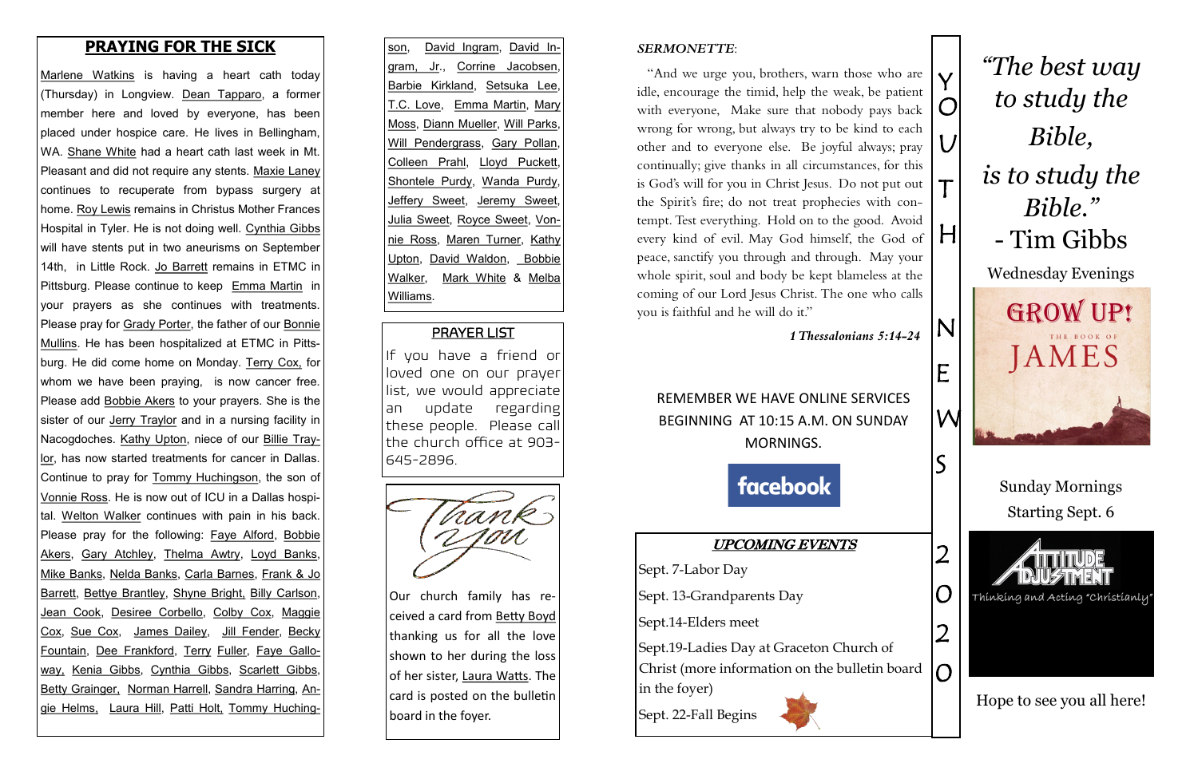## PRAYING FOR THE SICK

Marlene Watkins is having a heart cath today (Thursday) in Longview. Dean Tapparo, a former member here and loved by everyone, has been placed under hospice care. He lives in Bellingham, WA. Shane White had a heart cath last week in Mt. Pleasant and did not require any stents. Maxie Laney continues to recuperate from bypass surgery at home. Roy Lewis remains in Christus Mother Frances Hospital in Tyler. He is not doing well. Cynthia Gibbs will have stents put in two aneurisms on September 14th, in Little Rock. Jo Barrett remains in ETMC in Pittsburg. Please continue to keep Emma Martin in your prayers as she continues with treatments. Please pray for Grady Porter, the father of our Bonnie Mullins. He has been hospitalized at ETMC in Pittsburg. He did come home on Monday. Terry Cox, for whom we have been praying, is now cancer free. Please add Bobbie Akers to your prayers. She is the sister of our Jerry Traylor and in a nursing facility in Nacogdoches. Kathy Upton, niece of our Billie Traylor, has now started treatments for cancer in Dallas. Continue to pray for Tommy Huchingson, the son of Vonnie Ross. He is now out of ICU in a Dallas hospital. Welton Walker continues with pain in his back. Please pray for the following: Faye Alford, Bobbie Akers, Gary Atchley, Thelma Awtry, Loyd Banks, Mike Banks, Nelda Banks, Carla Barnes, Frank & Jo Barrett, Bettye Brantley, Shyne Bright, Billy Carlson, Jean Cook, Desiree Corbello, Colby Cox, Maggie Cox, Sue Cox, James Dailey, Jill Fender, Becky Fountain, Dee Frankford, Terry Fuller, Faye Galloway, Kenia Gibbs, Cynthia Gibbs, Scarlett Gibbs, Betty Grainger, Norman Harrell, Sandra Harring, Angie Helms, Laura Hill, Patti Holt, Tommy Huchingson, David Ingram, David Ingram, Jr., Corrine Jacobsen, Barbie Kirkland, Setsuka Lee, T.C. Love, Emma Martin, Mary Moss, Diann Mueller, Will Parks, Will Pendergrass, Gary Pollan, Colleen Prahl, Lloyd Puckett, Shontele Purdy, Wanda Purdy, Jeffery Sweet, Jeremy Sweet, Julia Sweet, Royce Sweet, Vonnie Ross, Maren Turner, Kathy Upton, David Waldon, Bobbie Walker, Mark White & Melba Williams.

## PRAYER LIST

If you have a friend or loved one on our prayer list, we would appreciate an update regarding these people. Please call the church office at 903-645-2896.

*Thank you*

Our church family has received a card from Betty Boyd thanking us for all the love shown to her during the loss of her sister, Laura Watts. The card is posted on the bulletin board in the foyer.

***SERMONETTE*:**

"And we urge you, brothers, warn those who are idle, encourage the timid, help the weak, be patient with everyone, Make sure that nobody pays back wrong for wrong, but always try to be kind to each other and to everyone else. Be joyful always; pray continually; give thanks in all circumstances, for this is God's will for you in Christ Jesus. Do not put out the Spirit's fire; do not treat prophecies with contempt. Test everything. Hold on to the good. Avoid every kind of evil. May God himself, the God of peace, sanctify you through and through. May your whole spirit, soul and body be kept blameless at the coming of our Lord Jesus Christ. The one who calls you is faithful and he will do it."

***1 Thessalonians 5:14-24***

REMEMBER WE HAVE ONLINE SERVICES BEGINNING AT 10:15 A.M. ON SUNDAY MORNINGS.

facebook

## *UPCOMING EVENTS*

Sept. 7-Labor Day

Sept. 13-Grandparents Day

Sept.14-Elders meet

Sept.19-Ladies Day at Graceton Church of Christ (more information on the bulletin board in the foyer)

Sept. 22-Fall Begins

## YOUTH NEWS 2020

*"The best way to study the Bible, is to study the Bible."*
- Tim Gibbs

Wednesday Evenings

GROW UP! THE BOOK OF JAMES

Sunday Mornings
Starting Sept. 6

ATTITUDE ADJUSTMENT
Thinking and Acting "Christianly"

Hope to see you all here!